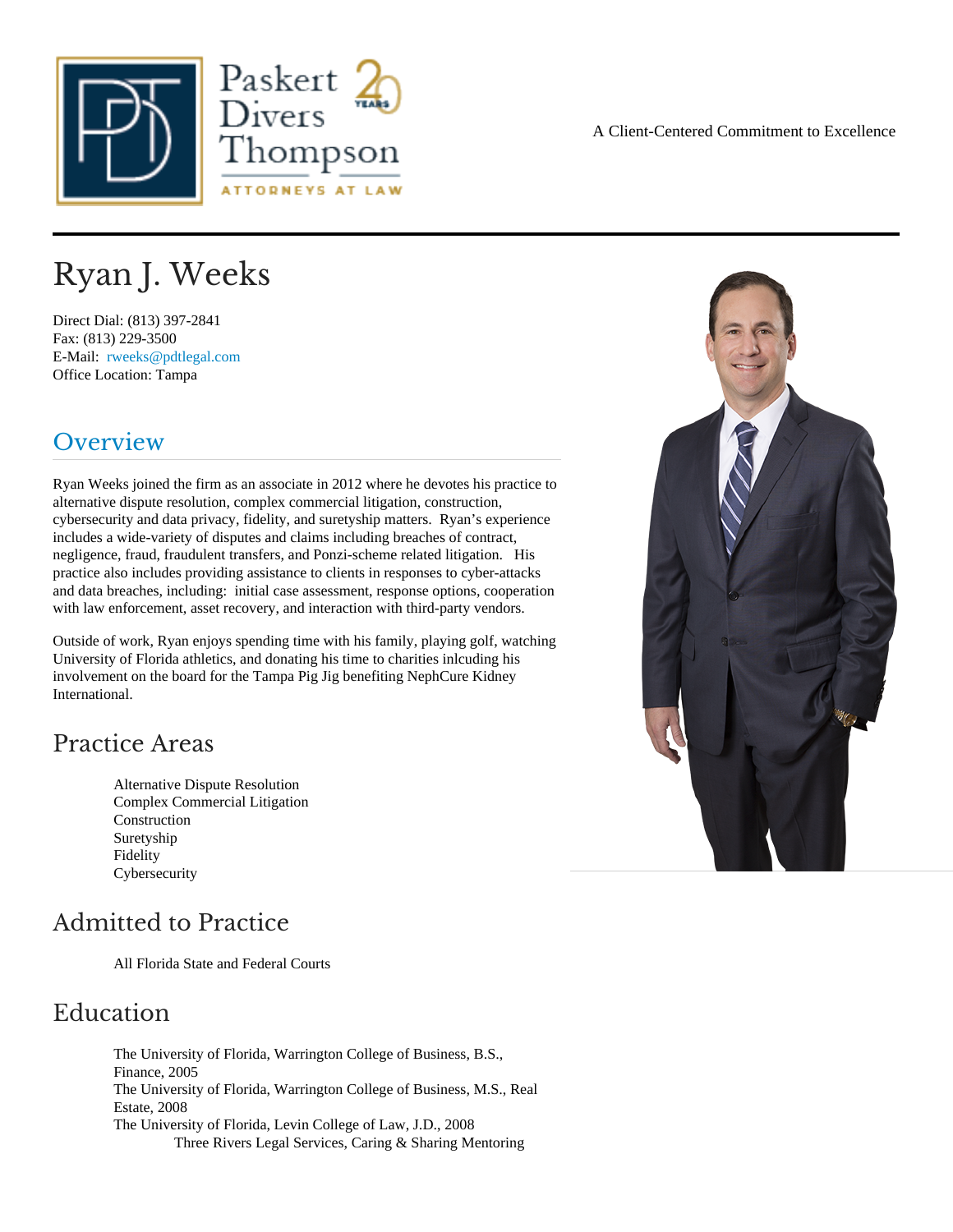A Client-Centered Commitment to Excellence

# Ryan J. Weeks

Direct Dial: (813) 397-2841
Fax: (813) 229-3500
E-Mail: rweeks@pdtlegal.com
Office Location: Tampa

## Overview

Ryan Weeks joined the firm as an associate in 2012 where he devotes his practice to alternative dispute resolution, complex commercial litigation, construction, cybersecurity and data privacy, fidelity, and suretyship matters. Ryan's experience includes a wide-variety of disputes and claims including breaches of contract, negligence, fraud, fraudulent transfers, and Ponzi-scheme related litigation. His practice also includes providing assistance to clients in responses to cyber-attacks and data breaches, including: initial case assessment, response options, cooperation with law enforcement, asset recovery, and interaction with third-party vendors.

Outside of work, Ryan enjoys spending time with his family, playing golf, watching University of Florida athletics, and donating his time to charities inlcuding his involvement on the board for the Tampa Pig Jig benefiting NephCure Kidney International.

## Practice Areas

- Alternative Dispute Resolution
- Complex Commercial Litigation
- Construction
- Suretyship
- Fidelity
- Cybersecurity

## Admitted to Practice

- All Florida State and Federal Courts

## Education

- The University of Florida, Warrington College of Business, B.S., Finance, 2005
- The University of Florida, Warrington College of Business, M.S., Real Estate, 2008
- The University of Florida, Levin College of Law, J.D., 2008
  - Three Rivers Legal Services, Caring & Sharing Mentoring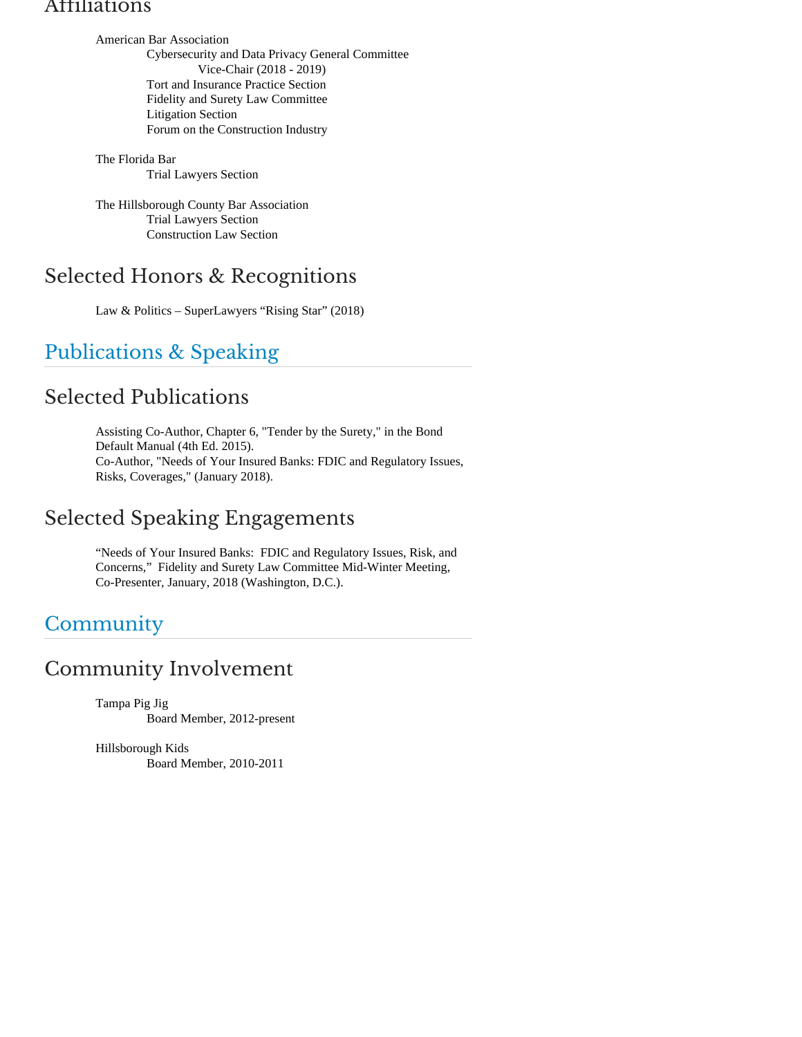## Affiliations

American Bar Association
- Cybersecurity and Data Privacy General Committee
  - Vice-Chair (2018 - 2019)
- Tort and Insurance Practice Section
- Fidelity and Surety Law Committee
- Litigation Section
- Forum on the Construction Industry

The Florida Bar
- Trial Lawyers Section

The Hillsborough County Bar Association
- Trial Lawyers Section
- Construction Law Section

## Selected Honors & Recognitions

Law & Politics – SuperLawyers “Rising Star” (2018)

# Publications & Speaking

## Selected Publications

Assisting Co-Author, Chapter 6, "Tender by the Surety," in the Bond Default Manual (4th Ed. 2015).
Co-Author, "Needs of Your Insured Banks: FDIC and Regulatory Issues, Risks, Coverages," (January 2018).

## Selected Speaking Engagements

“Needs of Your Insured Banks: FDIC and Regulatory Issues, Risk, and Concerns,” Fidelity and Surety Law Committee Mid-Winter Meeting, Co-Presenter, January, 2018 (Washington, D.C.).

# Community

## Community Involvement

Tampa Pig Jig
- Board Member, 2012-present

Hillsborough Kids
- Board Member, 2010-2011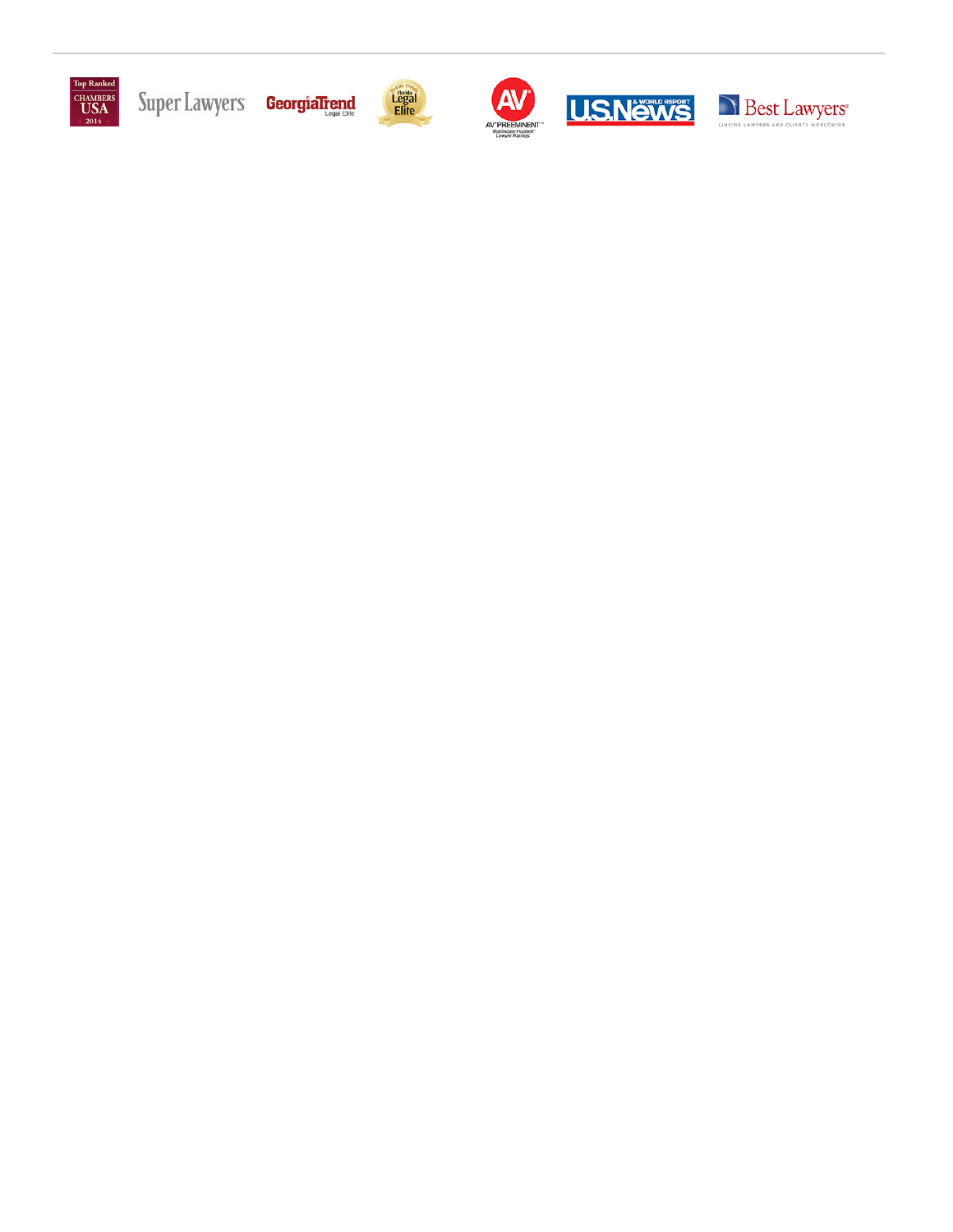Top Ranked CHAMBERS USA 2014

Super Lawyers

GeorgiaTrend Legal Elite

Florida Trend's Florida Legal Elite

AV PREEMINENT Martindale-Hubbell Lawyer Ratings

U.S.News & WORLD REPORT

Best Lawyers LINKING LAWYERS AND CLIENTS WORLDWIDE